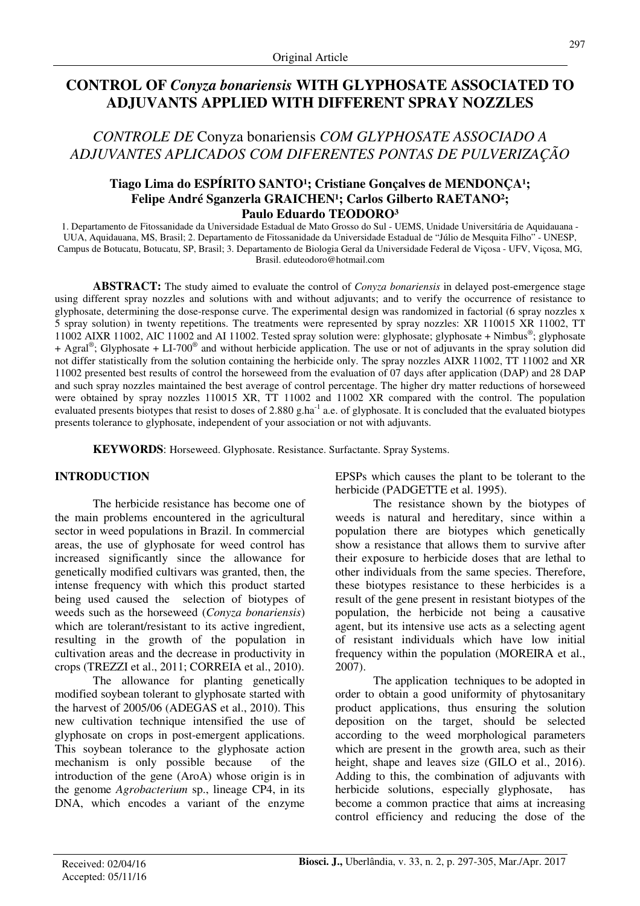Original Article

# CONTROL OF *Conyza bonariensis* WITH GLYPHOSATE ASSOCIATED TO ADJUVANTS APPLIED WITH DIFFERENT SPRAY NOZZLES

## *CONTROLE DE* Conyza bonariensis *COM GLYPHOSATE ASSOCIADO A ADJUVANTES APLICADOS COM DIFERENTES PONTAS DE PULVERIZAÇÃO*

**Tiago Lima do ESPÍRITO SANTO[1]; Cristiane Gonçalves de MENDONÇA[1]; Felipe André Sganzerla GRAICHEN[1]; Carlos Gilberto RAETANO[2]; Paulo Eduardo TEODORO[3]**

1. Departamento de Fitossanidade da Universidade Estadual de Mato Grosso do Sul - UEMS, Unidade Universitária de Aquidauana - UUA, Aquidauana, MS, Brasil; 2. Departamento de Fitossanidade da Universidade Estadual de "Júlio de Mesquita Filho" - UNESP, Campus de Botucatu, Botucatu, SP, Brasil; 3. Departamento de Biologia Geral da Universidade Federal de Viçosa - UFV, Viçosa, MG, Brasil. eduteodoro@hotmail.com

**ABSTRACT:** The study aimed to evaluate the control of *Conyza bonariensis* in delayed post-emergence stage using different spray nozzles and solutions with and without adjuvants; and to verify the occurrence of resistance to glyphosate, determining the dose-response curve. The experimental design was randomized in factorial (6 spray nozzles x 5 spray solution) in twenty repetitions. The treatments were represented by spray nozzles: XR 110015 XR 11002, TT 11002 AIXR 11002, AIC 11002 and AI 11002. Tested spray solution were: glyphosate; glyphosate + Nimbus®; glyphosate + Agral®; Glyphosate + LI-700® and without herbicide application. The use or not of adjuvants in the spray solution did not differ statistically from the solution containing the herbicide only. The spray nozzles AIXR 11002, TT 11002 and XR 11002 presented best results of control the horseweed from the evaluation of 07 days after application (DAP) and 28 DAP and such spray nozzles maintained the best average of control percentage. The higher dry matter reductions of horseweed were obtained by spray nozzles 110015 XR, TT 11002 and 11002 XR compared with the control. The population evaluated presents biotypes that resist to doses of 2.880 g.ha$^{-1}$ a.e. of glyphosate. It is concluded that the evaluated biotypes presents tolerance to glyphosate, independent of your association or not with adjuvants.

**KEYWORDS**: Horseweed. Glyphosate. Resistance. Surfactante. Spray Systems.

## INTRODUCTION

The herbicide resistance has become one of the main problems encountered in the agricultural sector in weed populations in Brazil. In commercial areas, the use of glyphosate for weed control has increased significantly since the allowance for genetically modified cultivars was granted, then, the intense frequency with which this product started being used caused the selection of biotypes of weeds such as the horseweed (*Conyza bonariensis*) which are tolerant/resistant to its active ingredient, resulting in the growth of the population in cultivation areas and the decrease in productivity in crops (TREZZI et al., 2011; CORREIA et al., 2010).

The allowance for planting genetically modified soybean tolerant to glyphosate started with the harvest of 2005/06 (ADEGAS et al., 2010). This new cultivation technique intensified the use of glyphosate on crops in post-emergent applications. This soybean tolerance to the glyphosate action mechanism is only possible because of the introduction of the gene (AroA) whose origin is in the genome *Agrobacterium* sp., lineage CP4, in its DNA, which encodes a variant of the enzyme EPSPs which causes the plant to be tolerant to the herbicide (PADGETTE et al. 1995).

The resistance shown by the biotypes of weeds is natural and hereditary, since within a population there are biotypes which genetically show a resistance that allows them to survive after their exposure to herbicide doses that are lethal to other individuals from the same species. Therefore, these biotypes resistance to these herbicides is a result of the gene present in resistant biotypes of the population, the herbicide not being a causative agent, but its intensive use acts as a selecting agent of resistant individuals which have low initial frequency within the population (MOREIRA et al., 2007).

The application techniques to be adopted in order to obtain a good uniformity of phytosanitary product applications, thus ensuring the solution deposition on the target, should be selected according to the weed morphological parameters which are present in the growth area, such as their height, shape and leaves size (GILO et al., 2016). Adding to this, the combination of adjuvants with herbicide solutions, especially glyphosate, has become a common practice that aims at increasing control efficiency and reducing the dose of the

Received: 02/04/16
Accepted: 05/11/16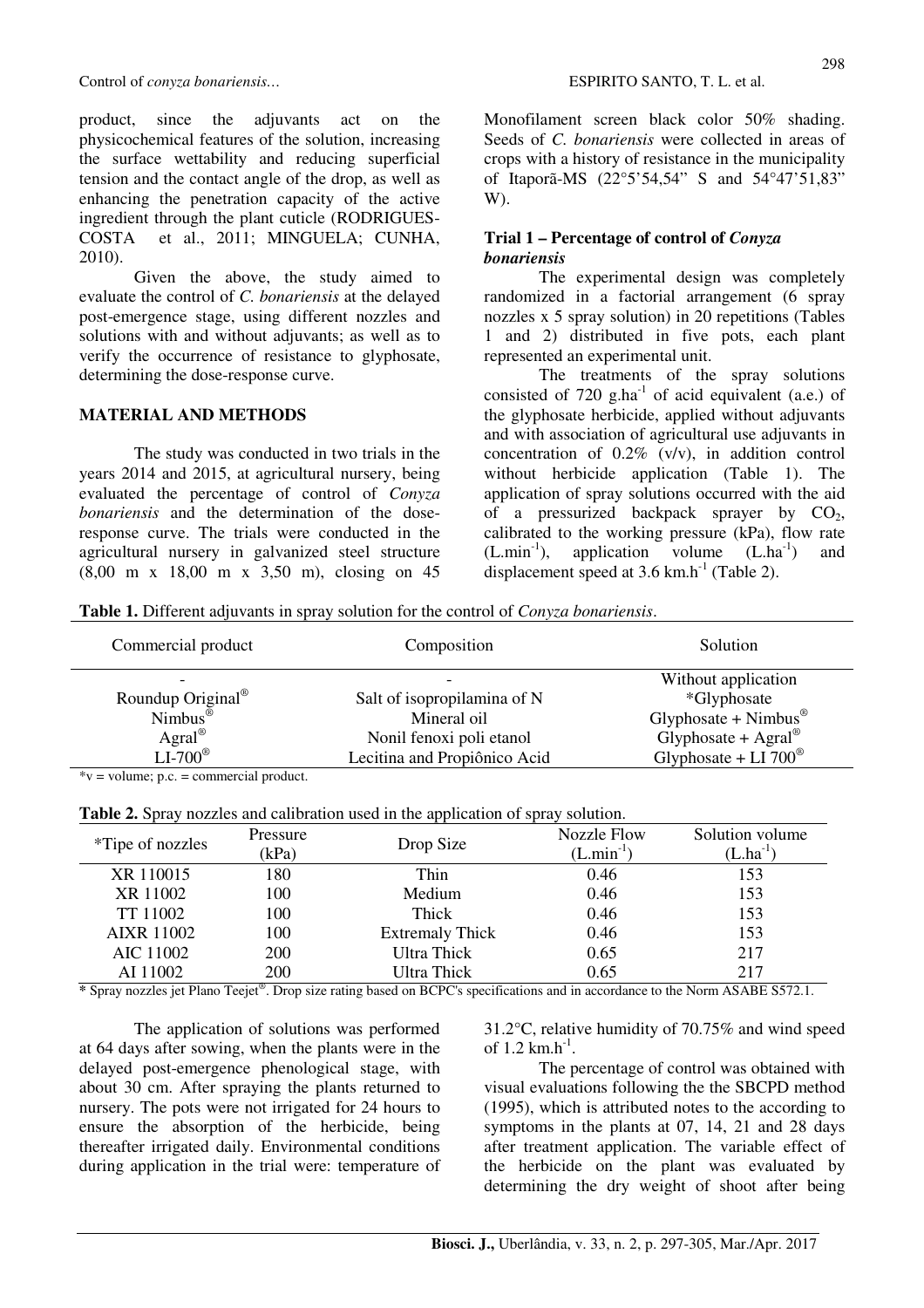product, since the adjuvants act on the physicochemical features of the solution, increasing the surface wettability and reducing superficial tension and the contact angle of the drop, as well as enhancing the penetration capacity of the active ingredient through the plant cuticle (RODRIGUES-COSTA et al., 2011; MINGUELA; CUNHA, 2010).

Given the above, the study aimed to evaluate the control of *C. bonariensis* at the delayed post-emergence stage, using different nozzles and solutions with and without adjuvants; as well as to verify the occurrence of resistance to glyphosate, determining the dose-response curve.

## MATERIAL AND METHODS

The study was conducted in two trials in the years 2014 and 2015, at agricultural nursery, being evaluated the percentage of control of *Conyza bonariensis* and the determination of the dose-response curve. The trials were conducted in the agricultural nursery in galvanized steel structure (8,00 m x 18,00 m x 3,50 m), closing on 45 Monofilament screen black color 50% shading. Seeds of *C. bonariensis* were collected in areas of crops with a history of resistance in the municipality of Itaporã-MS (22°5'54,54" S and 54°47'51,83" W).

### Trial 1 – Percentage of control of *Conyza bonariensis*

The experimental design was completely randomized in a factorial arrangement (6 spray nozzles x 5 spray solution) in 20 repetitions (Tables 1 and 2) distributed in five pots, each plant represented an experimental unit.

The treatments of the spray solutions consisted of 720 g.ha$^{-1}$ of acid equivalent (a.e.) of the glyphosate herbicide, applied without adjuvants and with association of agricultural use adjuvants in concentration of 0.2% (v/v), in addition control without herbicide application (Table 1). The application of spray solutions occurred with the aid of a pressurized backpack sprayer by $CO_2$, calibrated to the working pressure (kPa), flow rate (L.min$^{-1}$), application volume (L.ha$^{-1}$) and displacement speed at 3.6 km.h$^{-1}$ (Table 2).

**Table 1.** Different adjuvants in spray solution for the control of *Conyza bonariensis*.

| Commercial product | Composition | Solution |
|---|---|---|
| - | - | Without application |
| Roundup Original® | Salt of isopropilamina of N | *Glyphosate |
| Nimbus® | Mineral oil | Glyphosate + Nimbus® |
| Agral® | Nonil fenoxi poli etanol | Glyphosate + Agral® |
| LI-700® | Lecitina and Propiônico Acid | Glyphosate + LI 700® |

*v = volume; p.c. = commercial product.

**Table 2.** Spray nozzles and calibration used in the application of spray solution.

| *Tipe of nozzles | Pressure (kPa) | Drop Size | Nozzle Flow (L.min$^{-1}$) | Solution volume (L.ha$^{-1}$) |
|---|---|---|---|---|
| XR 110015 | 180 | Thin | 0.46 | 153 |
| XR 11002 | 100 | Medium | 0.46 | 153 |
| TT 11002 | 100 | Thick | 0.46 | 153 |
| AIXR 11002 | 100 | Extremaly Thick | 0.46 | 153 |
| AIC 11002 | 200 | Ultra Thick | 0.65 | 217 |
| AI 11002 | 200 | Ultra Thick | 0.65 | 217 |

* Spray nozzles jet Plano Teejet®. Drop size rating based on BCPC's specifications and in accordance to the Norm ASABE S572.1.

The application of solutions was performed at 64 days after sowing, when the plants were in the delayed post-emergence phenological stage, with about 30 cm. After spraying the plants returned to nursery. The pots were not irrigated for 24 hours to ensure the absorption of the herbicide, being thereafter irrigated daily. Environmental conditions during application in the trial were: temperature of 31.2°C, relative humidity of 70.75% and wind speed of 1.2 km.h$^{-1}$.

The percentage of control was obtained with visual evaluations following the the SBCPD method (1995), which is attributed notes to the according to symptoms in the plants at 07, 14, 21 and 28 days after treatment application. The variable effect of the herbicide on the plant was evaluated by determining the dry weight of shoot after being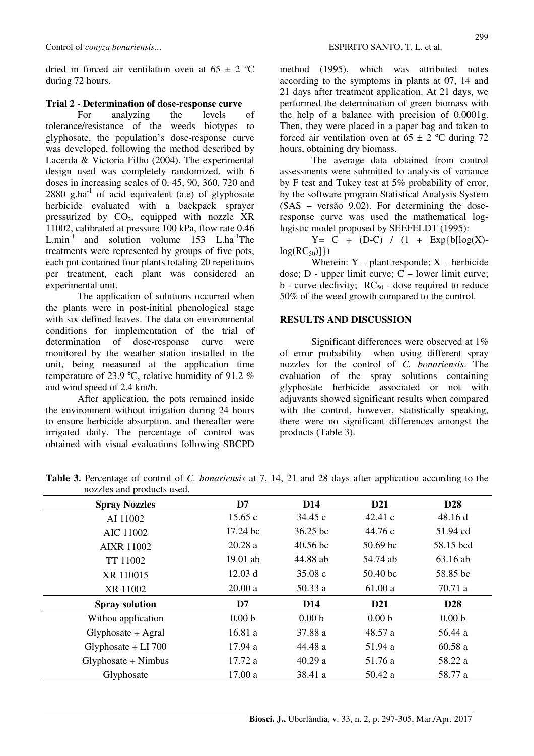dried in forced air ventilation oven at 65 ± 2 ºC during 72 hours.

### Trial 2 - Determination of dose-response curve

For analyzing the levels of tolerance/resistance of the weeds biotypes to glyphosate, the population's dose-response curve was developed, following the method described by Lacerda & Victoria Filho (2004). The experimental design used was completely randomized, with 6 doses in increasing scales of 0, 45, 90, 360, 720 and 2880 g.ha$^{-1}$ of acid equivalent (a.e) of glyphosate herbicide evaluated with a backpack sprayer pressurized by $CO_2$, equipped with nozzle XR 11002, calibrated at pressure 100 kPa, flow rate 0.46 L.min$^{-1}$ and solution volume 153 L.ha$^{-1}$The treatments were represented by groups of five pots, each pot contained four plants totaling 20 repetitions per treatment, each plant was considered an experimental unit.

The application of solutions occurred when the plants were in post-initial phenological stage with six defined leaves. The data on environmental conditions for implementation of the trial of determination of dose-response curve were monitored by the weather station installed in the unit, being measured at the application time temperature of 23.9 ºC, relative humidity of 91.2 % and wind speed of 2.4 km/h.

After application, the pots remained inside the environment without irrigation during 24 hours to ensure herbicide absorption, and thereafter were irrigated daily. The percentage of control was obtained with visual evaluations following SBCPD method (1995), which was attributed notes according to the symptoms in plants at 07, 14 and 21 days after treatment application. At 21 days, we performed the determination of green biomass with the help of a balance with precision of 0.0001g. Then, they were placed in a paper bag and taken to forced air ventilation oven at 65 ± 2 ºC during 72 hours, obtaining dry biomass.

The average data obtained from control assessments were submitted to analysis of variance by F test and Tukey test at 5% probability of error, by the software program Statistical Analysis System (SAS – versão 9.02). For determining the dose-response curve was used the mathematical log-logistic model proposed by SEEFELDT (1995):

$$Y = C + (D-C) / (1 + Exp\{b[\log(X) - \log(RC_{50})]\})$$

Wherein: Y – plant responde; X – herbicide dose; D - upper limit curve; C – lower limit curve; b - curve declivity; $RC_{50}$ - dose required to reduce 50% of the weed growth compared to the control.

## RESULTS AND DISCUSSION

Significant differences were observed at 1% of error probability when using different spray nozzles for the control of *C. bonariensis*. The evaluation of the spray solutions containing glyphosate herbicide associated or not with adjuvants showed significant results when compared with the control, however, statistically speaking, there were no significant differences amongst the products (Table 3).

**Table 3.** Percentage of control of *C. bonariensis* at 7, 14, 21 and 28 days after application according to the nozzles and products used.

| Spray Nozzles | D7 | D14 | D21 | D28 |
|---|---|---|---|---|
| AI 11002 | 15.65 c | 34.45 c | 42.41 c | 48.16 d |
| AIC 11002 | 17.24 bc | 36.25 bc | 44.76 c | 51.94 cd |
| AIXR 11002 | 20.28 a | 40.56 bc | 50.69 bc | 58.15 bcd |
| TT 11002 | 19.01 ab | 44.88 ab | 54.74 ab | 63.16 ab |
| XR 110015 | 12.03 d | 35.08 c | 50.40 bc | 58.85 bc |
| XR 11002 | 20.00 a | 50.33 a | 61.00 a | 70.71 a |
| **Spray solution** | **D7** | **D14** | **D21** | **D28** |
| Withou application | 0.00 b | 0.00 b | 0.00 b | 0.00 b |
| Glyphosate + Agral | 16.81 a | 37.88 a | 48.57 a | 56.44 a |
| Glyphosate + LI 700 | 17.94 a | 44.48 a | 51.94 a | 60.58 a |
| Glyphosate + Nimbus | 17.72 a | 40.29 a | 51.76 a | 58.22 a |
| Glyphosate | 17.00 a | 38.41 a | 50.42 a | 58.77 a |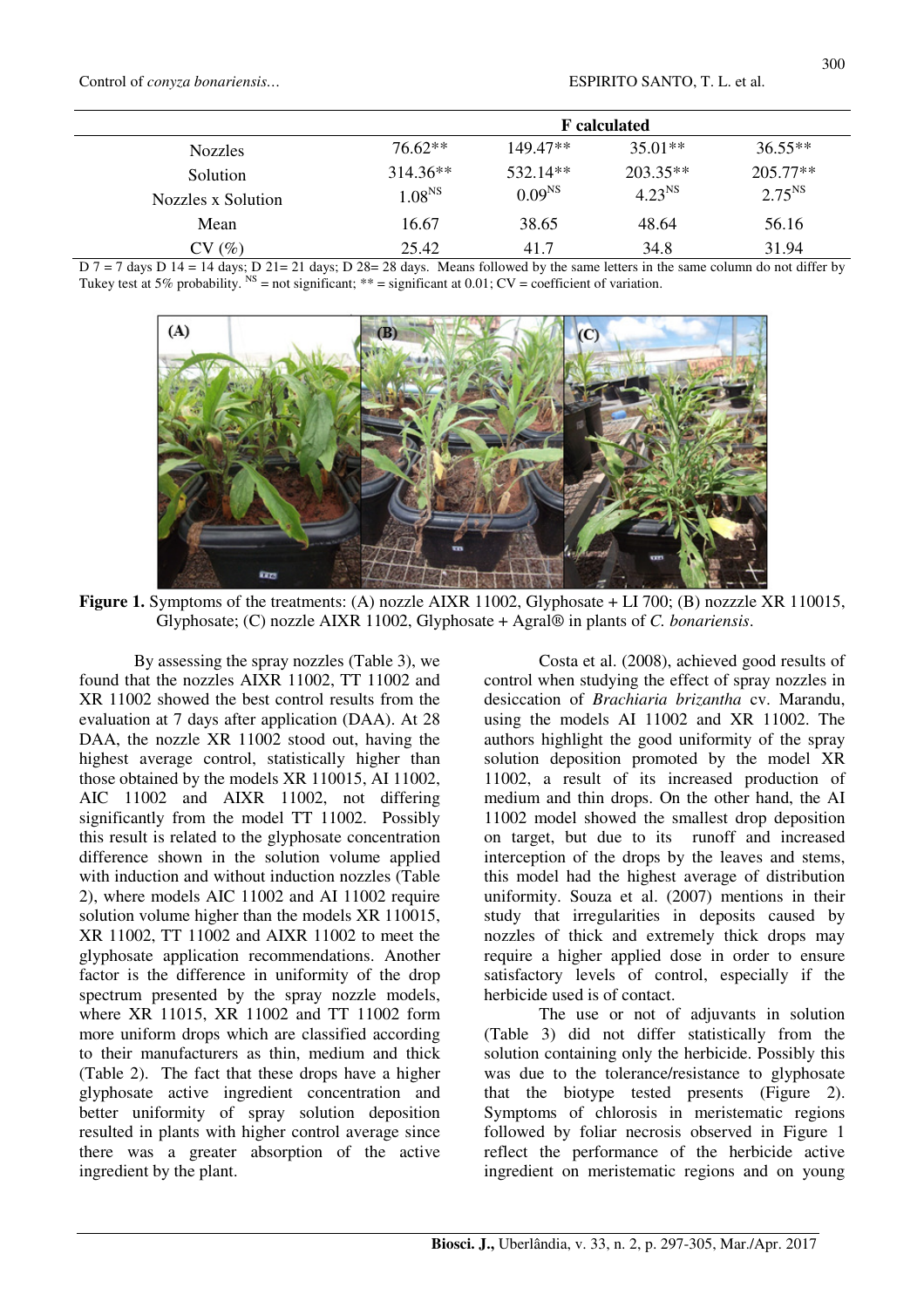| | F calculated | | | |
|---|---|---|---|---|
| Nozzles | 76.62** | 149.47** | 35.01** | 36.55** |
| Solution | 314.36** | 532.14** | 203.35** | 205.77** |
| Nozzles x Solution | 1.08[NS] | 0.09[NS] | 4.23[NS] | 2.75[NS] |
| Mean | 16.67 | 38.65 | 48.64 | 56.16 |
| CV (%) | 25.42 | 41.7 | 34.8 | 31.94 |

D 7 = 7 days D 14 = 14 days; D 21= 21 days; D 28= 28 days. Means followed by the same letters in the same column do not differ by Tukey test at 5% probability. [NS] = not significant; ** = significant at 0.01; CV = coefficient of variation.

**Figure 1.** Symptoms of the treatments: (A) nozzle AIXR 11002, Glyphosate + LI 700; (B) nozzzle XR 110015, Glyphosate; (C) nozzle AIXR 11002, Glyphosate + Agral® in plants of *C. bonariensis*.

By assessing the spray nozzles (Table 3), we found that the nozzles AIXR 11002, TT 11002 and XR 11002 showed the best control results from the evaluation at 7 days after application (DAA). At 28 DAA, the nozzle XR 11002 stood out, having the highest average control, statistically higher than those obtained by the models XR 110015, AI 11002, AIC 11002 and AIXR 11002, not differing significantly from the model TT 11002. Possibly this result is related to the glyphosate concentration difference shown in the solution volume applied with induction and without induction nozzles (Table 2), where models AIC 11002 and AI 11002 require solution volume higher than the models XR 110015, XR 11002, TT 11002 and AIXR 11002 to meet the glyphosate application recommendations. Another factor is the difference in uniformity of the drop spectrum presented by the spray nozzle models, where XR 11015, XR 11002 and TT 11002 form more uniform drops which are classified according to their manufacturers as thin, medium and thick (Table 2). The fact that these drops have a higher glyphosate active ingredient concentration and better uniformity of spray solution deposition resulted in plants with higher control average since there was a greater absorption of the active ingredient by the plant.

Costa et al. (2008), achieved good results of control when studying the effect of spray nozzles in desiccation of *Brachiaria brizantha* cv. Marandu, using the models AI 11002 and XR 11002. The authors highlight the good uniformity of the spray solution deposition promoted by the model XR 11002, a result of its increased production of medium and thin drops. On the other hand, the AI 11002 model showed the smallest drop deposition on target, but due to its runoff and increased interception of the drops by the leaves and stems, this model had the highest average of distribution uniformity. Souza et al. (2007) mentions in their study that irregularities in deposits caused by nozzles of thick and extremely thick drops may require a higher applied dose in order to ensure satisfactory levels of control, especially if the herbicide used is of contact.

The use or not of adjuvants in solution (Table 3) did not differ statistically from the solution containing only the herbicide. Possibly this was due to the tolerance/resistance to glyphosate that the biotype tested presents (Figure 2). Symptoms of chlorosis in meristematic regions followed by foliar necrosis observed in Figure 1 reflect the performance of the herbicide active ingredient on meristematic regions and on young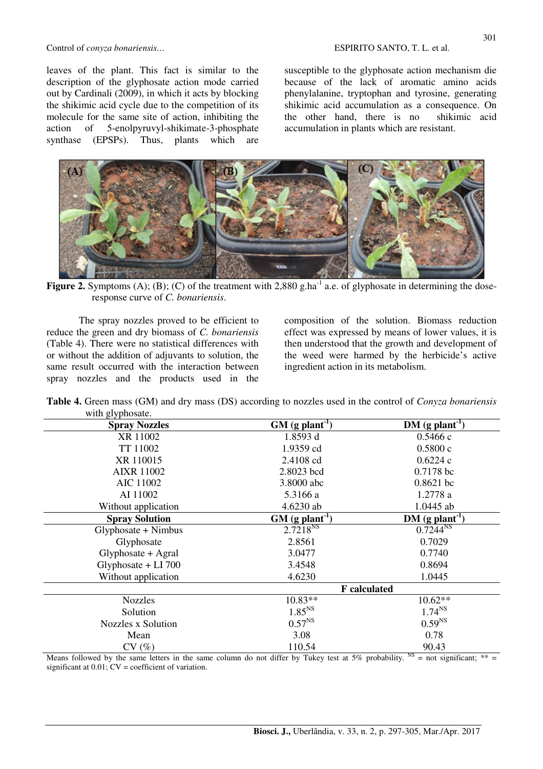leaves of the plant. This fact is similar to the description of the glyphosate action mode carried out by Cardinali (2009), in which it acts by blocking the shikimic acid cycle due to the competition of its molecule for the same site of action, inhibiting the action of 5-enolpyruvyl-shikimate-3-phosphate synthase (EPSPs). Thus, plants which are susceptible to the glyphosate action mechanism die because of the lack of aromatic amino acids phenylalanine, tryptophan and tyrosine, generating shikimic acid accumulation as a consequence. On the other hand, there is no shikimic acid accumulation in plants which are resistant.

**Figure 2.** Symptoms (A); (B); (C) of the treatment with 2,880 g.ha$^{-1}$ a.e. of glyphosate in determining the dose-response curve of *C. bonariensis*.

The spray nozzles proved to be efficient to reduce the green and dry biomass of *C. bonariensis* (Table 4). There were no statistical differences with or without the addition of adjuvants to solution, the same result occurred with the interaction between spray nozzles and the products used in the composition of the solution. Biomass reduction effect was expressed by means of lower values, it is then understood that the growth and development of the weed were harmed by the herbicide's active ingredient action in its metabolism.

**Table 4.** Green mass (GM) and dry mass (DS) according to nozzles used in the control of *Conyza bonariensis* with glyphosate.

| Spray Nozzles | GM (g plant$^{-1}$) | DM (g plant$^{-1}$) |
|---|---|---|
| XR 11002 | 1.8593 d | 0.5466 c |
| TT 11002 | 1.9359 cd | 0.5800 c |
| XR 110015 | 2.4108 cd | 0.6224 c |
| AIXR 11002 | 2.8023 bcd | 0.7178 bc |
| AIC 11002 | 3.8000 abc | 0.8621 bc |
| AI 11002 | 5.3166 a | 1.2778 a |
| Without application | 4.6230 ab | 1.0445 ab |
| **Spray Solution** | **GM (g plant$^{-1}$)** | **DM (g plant$^{-1}$)** |
| Glyphosate + Nimbus | 2.7218$^{NS}$ | 0.7244$^{NS}$ |
| Glyphosate | 2.8561 | 0.7029 |
| Glyphosate + Agral | 3.0477 | 0.7740 |
| Glyphosate + LI 700 | 3.4548 | 0.8694 |
| Without application | 4.6230 | 1.0445 |
| | **F calculated** | |
| Nozzles | 10.83** | 10.62** |
| Solution | 1.85$^{NS}$ | 1.74$^{NS}$ |
| Nozzles x Solution | 0.57$^{NS}$ | 0.59$^{NS}$ |
| Mean | 3.08 | 0.78 |
| CV (%) | 110.54 | 90.43 |

Means followed by the same letters in the same column do not differ by Tukey test at 5% probability. $^{NS}$ = not significant; ** = significant at 0.01; CV = coefficient of variation.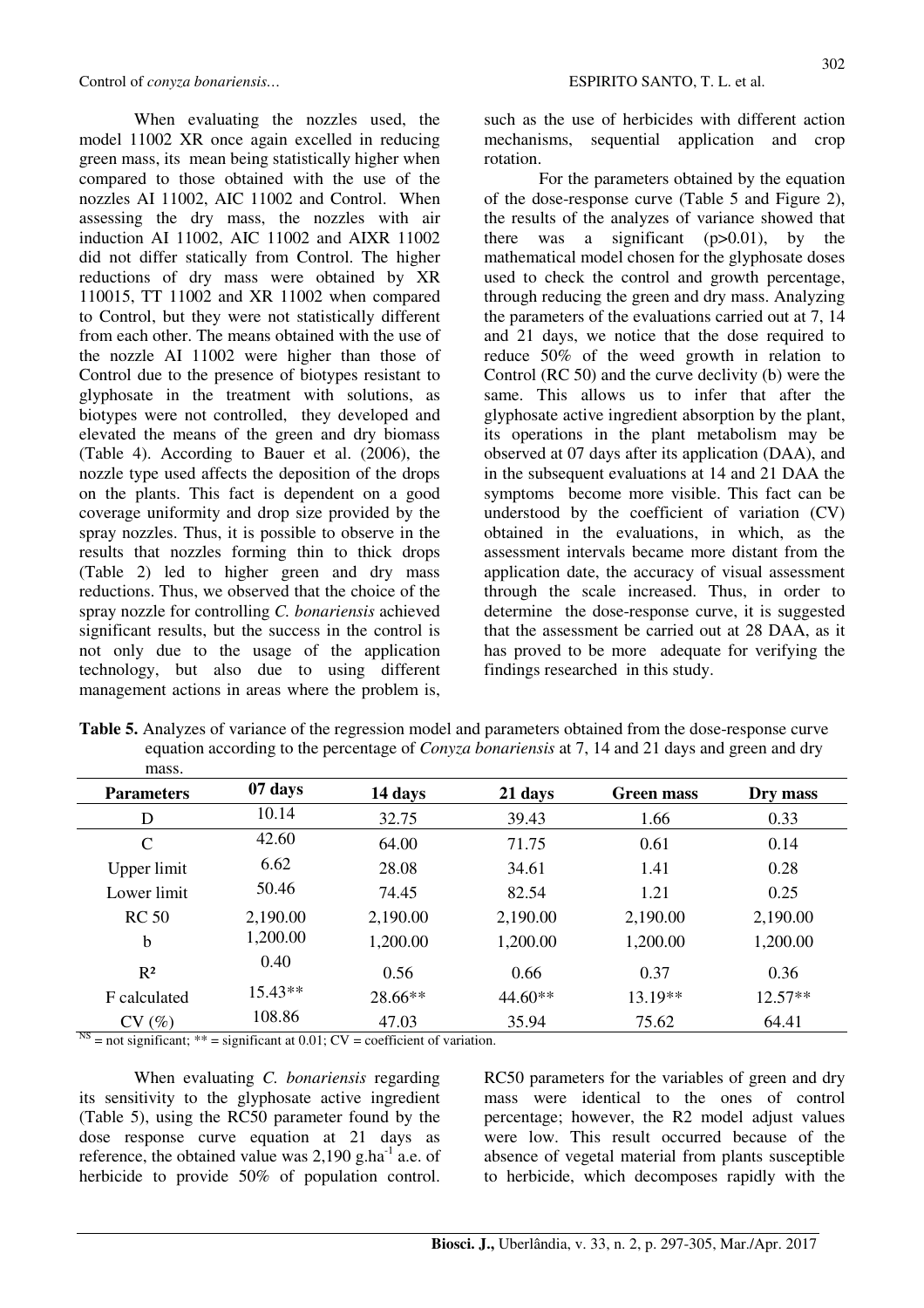When evaluating the nozzles used, the model 11002 XR once again excelled in reducing green mass, its mean being statistically higher when compared to those obtained with the use of the nozzles AI 11002, AIC 11002 and Control. When assessing the dry mass, the nozzles with air induction AI 11002, AIC 11002 and AIXR 11002 did not differ statically from Control. The higher reductions of dry mass were obtained by XR 110015, TT 11002 and XR 11002 when compared to Control, but they were not statistically different from each other. The means obtained with the use of the nozzle AI 11002 were higher than those of Control due to the presence of biotypes resistant to glyphosate in the treatment with solutions, as biotypes were not controlled, they developed and elevated the means of the green and dry biomass (Table 4). According to Bauer et al. (2006), the nozzle type used affects the deposition of the drops on the plants. This fact is dependent on a good coverage uniformity and drop size provided by the spray nozzles. Thus, it is possible to observe in the results that nozzles forming thin to thick drops (Table 2) led to higher green and dry mass reductions. Thus, we observed that the choice of the spray nozzle for controlling *C. bonariensis* achieved significant results, but the success in the control is not only due to the usage of the application technology, but also due to using different management actions in areas where the problem is, such as the use of herbicides with different action mechanisms, sequential application and crop rotation.

For the parameters obtained by the equation of the dose-response curve (Table 5 and Figure 2), the results of the analyzes of variance showed that there was a significant ($p>0.01$), by the mathematical model chosen for the glyphosate doses used to check the control and growth percentage, through reducing the green and dry mass. Analyzing the parameters of the evaluations carried out at 7, 14 and 21 days, we notice that the dose required to reduce 50% of the weed growth in relation to Control (RC 50) and the curve declivity (b) were the same. This allows us to infer that after the glyphosate active ingredient absorption by the plant, its operations in the plant metabolism may be observed at 07 days after its application (DAA), and in the subsequent evaluations at 14 and 21 DAA the symptoms become more visible. This fact can be understood by the coefficient of variation (CV) obtained in the evaluations, in which, as the assessment intervals became more distant from the application date, the accuracy of visual assessment through the scale increased. Thus, in order to determine the dose-response curve, it is suggested that the assessment be carried out at 28 DAA, as it has proved to be more adequate for verifying the findings researched in this study.

**Table 5.** Analyzes of variance of the regression model and parameters obtained from the dose-response curve equation according to the percentage of *Conyza bonariensis* at 7, 14 and 21 days and green and dry mass.

| Parameters | 07 days | 14 days | 21 days | Green mass | Dry mass |
|---|---|---|---|---|---|
| D | 10.14 | 32.75 | 39.43 | 1.66 | 0.33 |
| C | 42.60 | 64.00 | 71.75 | 0.61 | 0.14 |
| Upper limit | 6.62 | 28.08 | 34.61 | 1.41 | 0.28 |
| Lower limit | 50.46 | 74.45 | 82.54 | 1.21 | 0.25 |
| RC 50 | 2,190.00 | 2,190.00 | 2,190.00 | 2,190.00 | 2,190.00 |
| b | 1,200.00 | 1,200.00 | 1,200.00 | 1,200.00 | 1,200.00 |
| R² | 0.40 | 0.56 | 0.66 | 0.37 | 0.36 |
| F calculated | 15.43** | 28.66** | 44.60** | 13.19** | 12.57** |
| CV (%) | 108.86 | 47.03 | 35.94 | 75.62 | 64.41 |

NS = not significant; ** = significant at 0.01; CV = coefficient of variation.

When evaluating *C. bonariensis* regarding its sensitivity to the glyphosate active ingredient (Table 5), using the RC50 parameter found by the dose response curve equation at 21 days as reference, the obtained value was 2,190 g.ha$^{-1}$ a.e. of herbicide to provide 50% of population control. RC50 parameters for the variables of green and dry mass were identical to the ones of control percentage; however, the R2 model adjust values were low. This result occurred because of the absence of vegetal material from plants susceptible to herbicide, which decomposes rapidly with the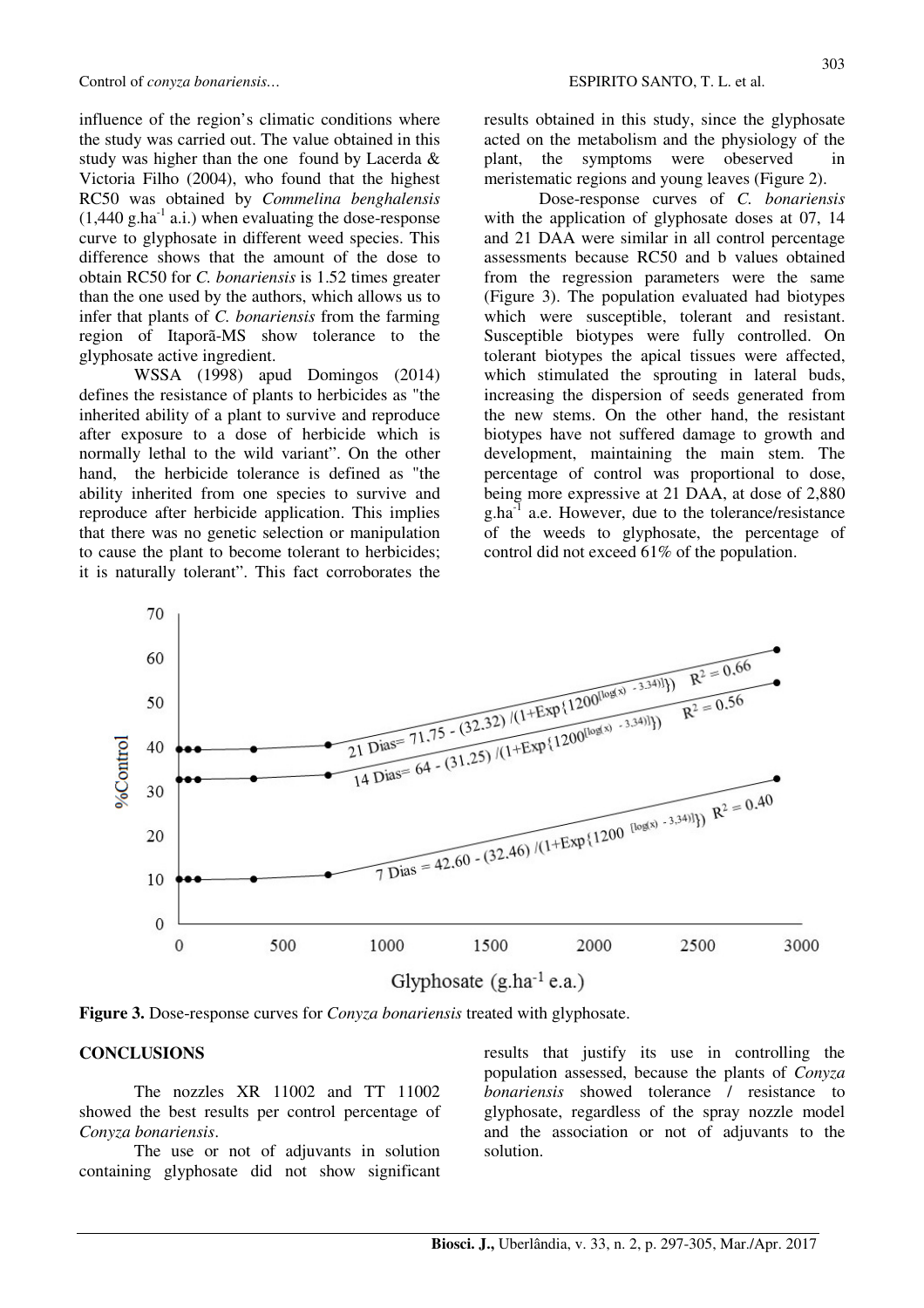influence of the region's climatic conditions where the study was carried out. The value obtained in this study was higher than the one found by Lacerda & Victoria Filho (2004), who found that the highest RC50 was obtained by *Commelina benghalensis* (1,440 g.ha$^{-1}$ a.i.) when evaluating the dose-response curve to glyphosate in different weed species. This difference shows that the amount of the dose to obtain RC50 for *C. bonariensis* is 1.52 times greater than the one used by the authors, which allows us to infer that plants of *C. bonariensis* from the farming region of Itaporã-MS show tolerance to the glyphosate active ingredient.

WSSA (1998) apud Domingos (2014) defines the resistance of plants to herbicides as "the inherited ability of a plant to survive and reproduce after exposure to a dose of herbicide which is normally lethal to the wild variant". On the other hand, the herbicide tolerance is defined as "the ability inherited from one species to survive and reproduce after herbicide application. This implies that there was no genetic selection or manipulation to cause the plant to become tolerant to herbicides; it is naturally tolerant". This fact corroborates the results obtained in this study, since the glyphosate acted on the metabolism and the physiology of the plant, the symptoms were obeserved in meristematic regions and young leaves (Figure 2).

Dose-response curves of *C. bonariensis* with the application of glyphosate doses at 07, 14 and 21 DAA were similar in all control percentage assessments because RC50 and b values obtained from the regression parameters were the same (Figure 3). The population evaluated had biotypes which were susceptible, tolerant and resistant. Susceptible biotypes were fully controlled. On tolerant biotypes the apical tissues were affected, which stimulated the sprouting in lateral buds, increasing the dispersion of seeds generated from the new stems. On the other hand, the resistant biotypes have not suffered damage to growth and development, maintaining the main stem. The percentage of control was proportional to dose, being more expressive at 21 DAA, at dose of 2,880 g.ha$^{-1}$ a.e. However, due to the tolerance/resistance of the weeds to glyphosate, the percentage of control did not exceed 61% of the population.

**Figure 3.** Dose-response curves for *Conyza bonariensis* treated with glyphosate.

## CONCLUSIONS

The nozzles XR 11002 and TT 11002 showed the best results per control percentage of *Conyza bonariensis*.

The use or not of adjuvants in solution containing glyphosate did not show significant results that justify its use in controlling the population assessed, because the plants of *Conyza bonariensis* showed tolerance / resistance to glyphosate, regardless of the spray nozzle model and the association or not of adjuvants to the solution.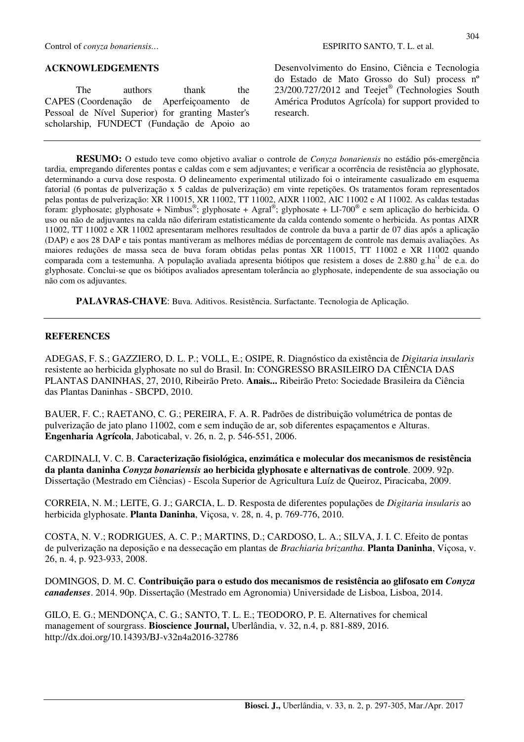## ACKNOWLEDGEMENTS

The authors thank the CAPES (Coordenação de Aperfeiçoamento de Pessoal de Nível Superior) for granting Master's scholarship, FUNDECT (Fundação de Apoio ao Desenvolvimento do Ensino, Ciência e Tecnologia do Estado de Mato Grosso do Sul) process nº 23/200.727/2012 and Teejet® (Technologies South América Produtos Agrícola) for support provided to research.

---

**RESUMO:** O estudo teve como objetivo avaliar o controle de *Conyza bonariensis* no estádio pós-emergência tardia, empregando diferentes pontas e caldas com e sem adjuvantes; e verificar a ocorrência de resistência ao glyphosate, determinando a curva dose resposta. O delineamento experimental utilizado foi o inteiramente casualizado em esquema fatorial (6 pontas de pulverização x 5 caldas de pulverização) em vinte repetições. Os tratamentos foram representados pelas pontas de pulverização: XR 110015, XR 11002, TT 11002, AIXR 11002, AIC 11002 e AI 11002. As caldas testadas foram: glyphosate; glyphosate + Nimbus®; glyphosate + Agral®; glyphosate + LI-700® e sem aplicação do herbicida. O uso ou não de adjuvantes na calda não diferiram estatisticamente da calda contendo somente o herbicida. As pontas AIXR 11002, TT 11002 e XR 11002 apresentaram melhores resultados de controle da buva a partir de 07 dias após a aplicação (DAP) e aos 28 DAP e tais pontas mantiveram as melhores médias de porcentagem de controle nas demais avaliações. As maiores reduções de massa seca de buva foram obtidas pelas pontas XR 110015, TT 11002 e XR 11002 quando comparada com a testemunha. A população avaliada apresenta biótipos que resistem a doses de 2.880 g.ha$^{-1}$ de e.a. do glyphosate. Conclui-se que os biótipos avaliados apresentam tolerância ao glyphosate, independente de sua associação ou não com os adjuvantes.

**PALAVRAS-CHAVE**: Buva. Aditivos. Resistência. Surfactante. Tecnologia de Aplicação.

---

## REFERENCES

ADEGAS, F. S.; GAZZIERO, D. L. P.; VOLL, E.; OSIPE, R. Diagnóstico da existência de *Digitaria insularis* resistente ao herbicida glyphosate no sul do Brasil. In: CONGRESSO BRASILEIRO DA CIÊNCIA DAS PLANTAS DANINHAS, 27, 2010, Ribeirão Preto. **Anais...** Ribeirão Preto: Sociedade Brasileira da Ciência das Plantas Daninhas - SBCPD, 2010.

BAUER, F. C.; RAETANO, C. G.; PEREIRA, F. A. R. Padrões de distribuição volumétrica de pontas de pulverização de jato plano 11002, com e sem indução de ar, sob diferentes espaçamentos e Alturas. **Engenharia Agrícola**, Jaboticabal, v. 26, n. 2, p. 546-551, 2006.

CARDINALI, V. C. B. **Caracterização fisiológica, enzimática e molecular dos mecanismos de resistência da planta daninha *Conyza bonariensis* ao herbicida glyphosate e alternativas de controle**. 2009. 92p. Dissertação (Mestrado em Ciências) - Escola Superior de Agricultura Luíz de Queiroz, Piracicaba, 2009.

CORREIA, N. M.; LEITE, G. J.; GARCIA, L. D. Resposta de diferentes populações de *Digitaria insularis* ao herbicida glyphosate. **Planta Daninha**, Viçosa, v. 28, n. 4, p. 769-776, 2010.

COSTA, N. V.; RODRIGUES, A. C. P.; MARTINS, D.; CARDOSO, L. A.; SILVA, J. I. C. Efeito de pontas de pulverização na deposição e na dessecação em plantas de *Brachiaria brizantha*. **Planta Daninha**, Viçosa, v. 26, n. 4, p. 923-933, 2008.

DOMINGOS, D. M. C. **Contribuição para o estudo dos mecanismos de resistência ao glifosato em *Conyza canadenses***. 2014. 90p. Dissertação (Mestrado em Agronomia) Universidade de Lisboa, Lisboa, 2014.

GILO, E. G.; MENDONÇA, C. G.; SANTO, T. L. E.; TEODORO, P. E. Alternatives for chemical management of sourgrass. **Bioscience Journal,** Uberlândia, v. 32, n.4, p. 881-889, 2016. http://dx.doi.org/10.14393/BJ-v32n4a2016-32786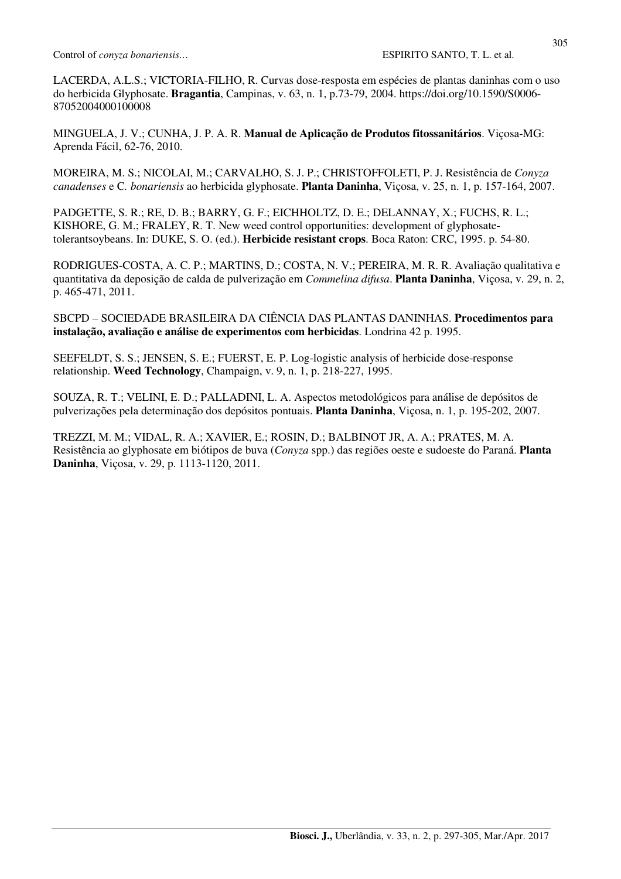LACERDA, A.L.S.; VICTORIA-FILHO, R. Curvas dose-resposta em espécies de plantas daninhas com o uso do herbicida Glyphosate. **Bragantia**, Campinas, v. 63, n. 1, p.73-79, 2004. https://doi.org/10.1590/S0006-87052004000100008

MINGUELA, J. V.; CUNHA, J. P. A. R. **Manual de Aplicação de Produtos fitossanitários**. Viçosa-MG: Aprenda Fácil, 62-76, 2010.

MOREIRA, M. S.; NICOLAI, M.; CARVALHO, S. J. P.; CHRISTOFFOLETI, P. J. Resistência de *Conyza canadenses* e C*. bonariensis* ao herbicida glyphosate. **Planta Daninha**, Viçosa, v. 25, n. 1, p. 157-164, 2007.

PADGETTE, S. R.; RE, D. B.; BARRY, G. F.; EICHHOLTZ, D. E.; DELANNAY, X.; FUCHS, R. L.; KISHORE, G. M.; FRALEY, R. T. New weed control opportunities: development of glyphosate-tolerantsoybeans. In: DUKE, S. O. (ed.). **Herbicide resistant crops**. Boca Raton: CRC, 1995. p. 54-80.

RODRIGUES-COSTA, A. C. P.; MARTINS, D.; COSTA, N. V.; PEREIRA, M. R. R. Avaliação qualitativa e quantitativa da deposição de calda de pulverização em *Commelina difusa*. **Planta Daninha**, Viçosa, v. 29, n. 2, p. 465-471, 2011.

SBCPD – SOCIEDADE BRASILEIRA DA CIÊNCIA DAS PLANTAS DANINHAS. **Procedimentos para instalação, avaliação e análise de experimentos com herbicidas**. Londrina 42 p. 1995.

SEEFELDT, S. S.; JENSEN, S. E.; FUERST, E. P. Log-logistic analysis of herbicide dose-response relationship. **Weed Technology**, Champaign, v. 9, n. 1, p. 218-227, 1995.

SOUZA, R. T.; VELINI, E. D.; PALLADINI, L. A. Aspectos metodológicos para análise de depósitos de pulverizações pela determinação dos depósitos pontuais. **Planta Daninha**, Viçosa, n. 1, p. 195-202, 2007.

TREZZI, M. M.; VIDAL, R. A.; XAVIER, E.; ROSIN, D.; BALBINOT JR, A. A.; PRATES, M. A. Resistência ao glyphosate em biótipos de buva (*Conyza* spp.) das regiões oeste e sudoeste do Paraná. **Planta Daninha**, Viçosa, v. 29, p. 1113-1120, 2011.